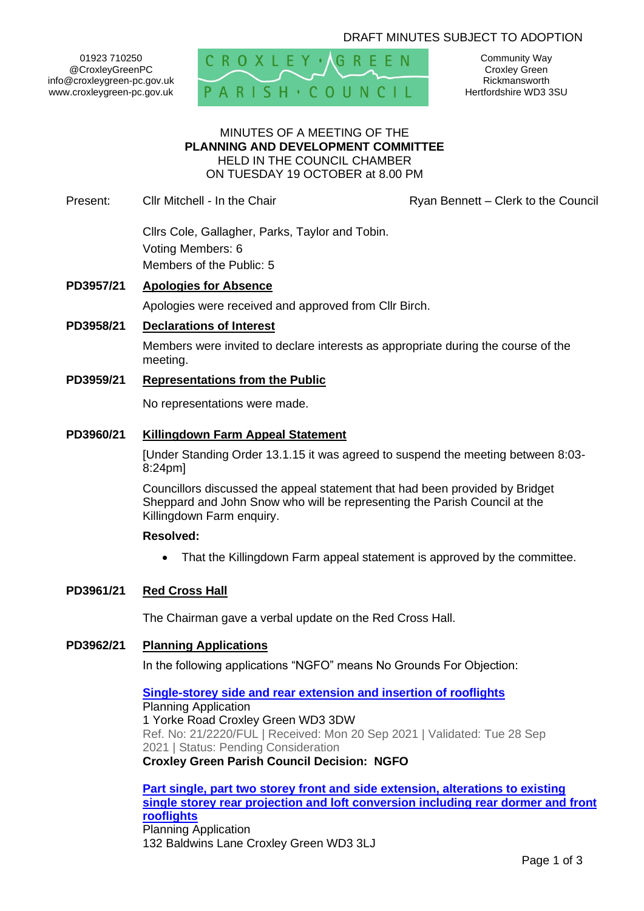DRAFT MINUTES SUBJECT TO ADOPTION

01923 710250
@CroxleyGreenPC
info@croxleygreen-pc.gov.uk
www.croxleygreen-pc.gov.uk

CROXLEY GREEN PARISH COUNCIL

Community Way
Croxley Green
Rickmansworth
Hertfordshire WD3 3SU

MINUTES OF A MEETING OF THE
**PLANNING AND DEVELOPMENT COMMITTEE**
HELD IN THE COUNCIL CHAMBER
ON TUESDAY 19 OCTOBER at 8.00 PM

Present: Cllr Mitchell - In the Chair | Ryan Bennett – Clerk to the Council

Cllrs Cole, Gallagher, Parks, Taylor and Tobin.
Voting Members: 6
Members of the Public: 5

**PD3957/21 Apologies for Absence**

Apologies were received and approved from Cllr Birch.

**PD3958/21 Declarations of Interest**

Members were invited to declare interests as appropriate during the course of the meeting.

**PD3959/21 Representations from the Public**

No representations were made.

**PD3960/21 Killingdown Farm Appeal Statement**

[Under Standing Order 13.1.15 it was agreed to suspend the meeting between 8:03-8:24pm]

Councillors discussed the appeal statement that had been provided by Bridget Sheppard and John Snow who will be representing the Parish Council at the Killingdown Farm enquiry.

**Resolved:**

- That the Killingdown Farm appeal statement is approved by the committee.

**PD3961/21 Red Cross Hall**

The Chairman gave a verbal update on the Red Cross Hall.

**PD3962/21 Planning Applications**

In the following applications "NGFO" means No Grounds For Objection:

**Single-storey side and rear extension and insertion of rooflights**
Planning Application
1 Yorke Road Croxley Green WD3 3DW
Ref. No: 21/2220/FUL | Received: Mon 20 Sep 2021 | Validated: Tue 28 Sep 2021 | Status: Pending Consideration
**Croxley Green Parish Council Decision: NGFO**

**Part single, part two storey front and side extension, alterations to existing single storey rear projection and loft conversion including rear dormer and front rooflights**
Planning Application
132 Baldwins Lane Croxley Green WD3 3LJ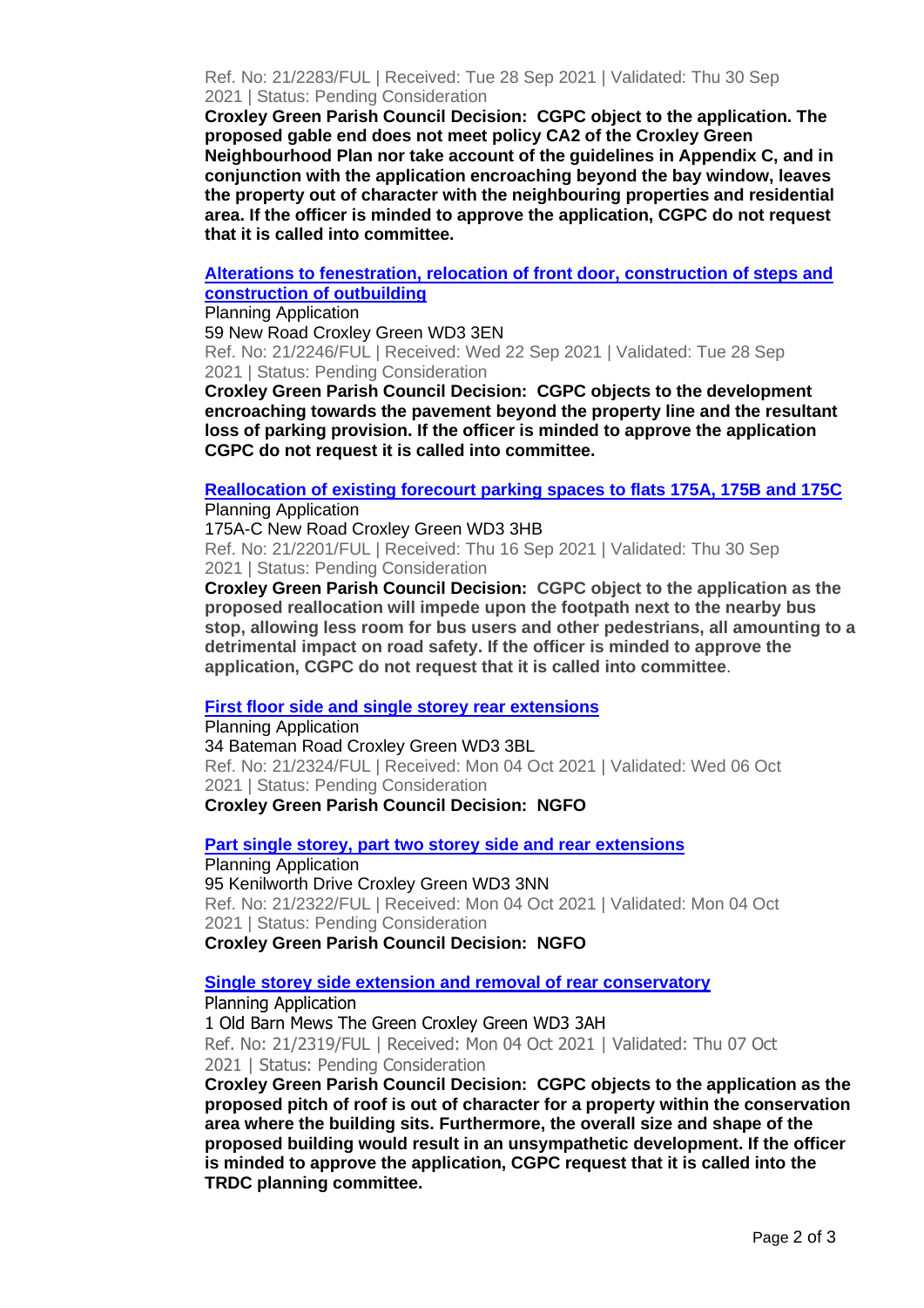Ref. No: 21/2283/FUL | Received: Tue 28 Sep 2021 | Validated: Thu 30 Sep 2021 | Status: Pending Consideration

**Croxley Green Parish Council Decision: CGPC object to the application. The proposed gable end does not meet policy CA2 of the Croxley Green Neighbourhood Plan nor take account of the guidelines in Appendix C, and in conjunction with the application encroaching beyond the bay window, leaves the property out of character with the neighbouring properties and residential area. If the officer is minded to approve the application, CGPC do not request that it is called into committee.**

**Alterations to fenestration, relocation of front door, construction of steps and construction of outbuilding**

Planning Application

59 New Road Croxley Green WD3 3EN

Ref. No: 21/2246/FUL | Received: Wed 22 Sep 2021 | Validated: Tue 28 Sep 2021 | Status: Pending Consideration

**Croxley Green Parish Council Decision: CGPC objects to the development encroaching towards the pavement beyond the property line and the resultant loss of parking provision. If the officer is minded to approve the application CGPC do not request it is called into committee.**

**Reallocation of existing forecourt parking spaces to flats 175A, 175B and 175C**

Planning Application

175A-C New Road Croxley Green WD3 3HB

Ref. No: 21/2201/FUL | Received: Thu 16 Sep 2021 | Validated: Thu 30 Sep 2021 | Status: Pending Consideration

**Croxley Green Parish Council Decision: CGPC object to the application as the proposed reallocation will impede upon the footpath next to the nearby bus stop, allowing less room for bus users and other pedestrians, all amounting to a detrimental impact on road safety. If the officer is minded to approve the application, CGPC do not request that it is called into committee**.

**First floor side and single storey rear extensions**

Planning Application

34 Bateman Road Croxley Green WD3 3BL

Ref. No: 21/2324/FUL | Received: Mon 04 Oct 2021 | Validated: Wed 06 Oct 2021 | Status: Pending Consideration

**Croxley Green Parish Council Decision: NGFO**

**Part single storey, part two storey side and rear extensions**

Planning Application

95 Kenilworth Drive Croxley Green WD3 3NN

Ref. No: 21/2322/FUL | Received: Mon 04 Oct 2021 | Validated: Mon 04 Oct 2021 | Status: Pending Consideration

**Croxley Green Parish Council Decision: NGFO**

**Single storey side extension and removal of rear conservatory**

Planning Application

1 Old Barn Mews The Green Croxley Green WD3 3AH

Ref. No: 21/2319/FUL | Received: Mon 04 Oct 2021 | Validated: Thu 07 Oct 2021 | Status: Pending Consideration

**Croxley Green Parish Council Decision: CGPC objects to the application as the proposed pitch of roof is out of character for a property within the conservation area where the building sits. Furthermore, the overall size and shape of the proposed building would result in an unsympathetic development. If the officer is minded to approve the application, CGPC request that it is called into the TRDC planning committee.**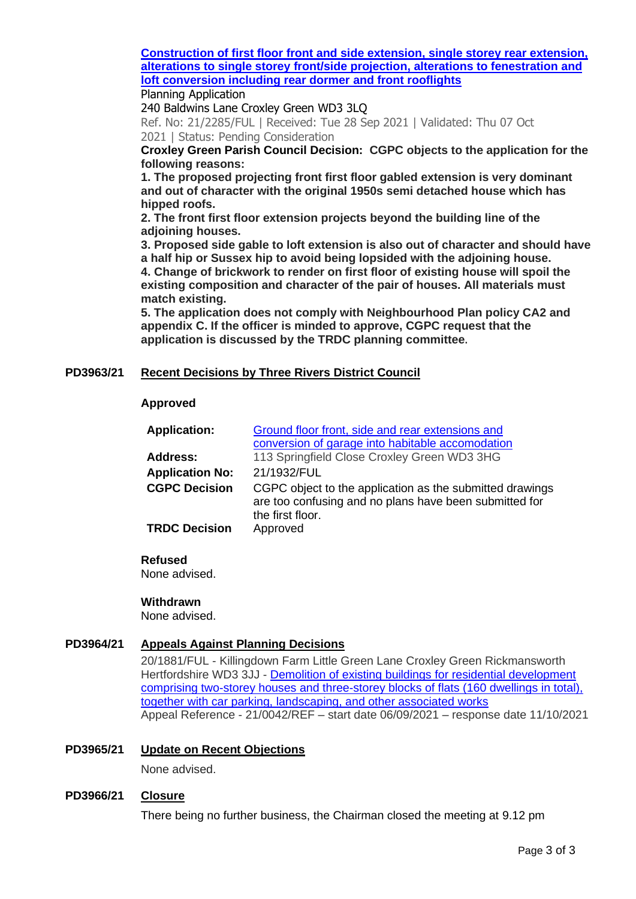**Construction of first floor front and side extension, single storey rear extension, alterations to single storey front/side projection, alterations to fenestration and loft conversion including rear dormer and front rooflights**

Planning Application

240 Baldwins Lane Croxley Green WD3 3LQ

Ref. No: 21/2285/FUL | Received: Tue 28 Sep 2021 | Validated: Thu 07 Oct 2021 | Status: Pending Consideration

**Croxley Green Parish Council Decision: CGPC objects to the application for the following reasons:**

**1. The proposed projecting front first floor gabled extension is very dominant and out of character with the original 1950s semi detached house which has hipped roofs.**

**2. The front first floor extension projects beyond the building line of the adjoining houses.**

**3. Proposed side gable to loft extension is also out of character and should have a half hip or Sussex hip to avoid being lopsided with the adjoining house.**

**4. Change of brickwork to render on first floor of existing house will spoil the existing composition and character of the pair of houses. All materials must match existing.**

**5. The application does not comply with Neighbourhood Plan policy CA2 and appendix C. If the officer is minded to approve, CGPC request that the application is discussed by the TRDC planning committee.**

## PD3963/21 Recent Decisions by Three Rivers District Council

**Approved**

| | |
|---|---|
| **Application:** | Ground floor front, side and rear extensions and conversion of garage into habitable accomodation |
| **Address:** | 113 Springfield Close Croxley Green WD3 3HG |
| **Application No:** | 21/1932/FUL |
| **CGPC Decision** | CGPC object to the application as the submitted drawings are too confusing and no plans have been submitted for the first floor. |
| **TRDC Decision** | Approved |

**Refused**

None advised.

**Withdrawn**

None advised.

## PD3964/21 Appeals Against Planning Decisions

20/1881/FUL - Killingdown Farm Little Green Lane Croxley Green Rickmansworth Hertfordshire WD3 3JJ - Demolition of existing buildings for residential development comprising two-storey houses and three-storey blocks of flats (160 dwellings in total), together with car parking, landscaping, and other associated works

Appeal Reference - 21/0042/REF – start date 06/09/2021 – response date 11/10/2021

## PD3965/21 Update on Recent Objections

None advised.

## PD3966/21 Closure

There being no further business, the Chairman closed the meeting at 9.12 pm